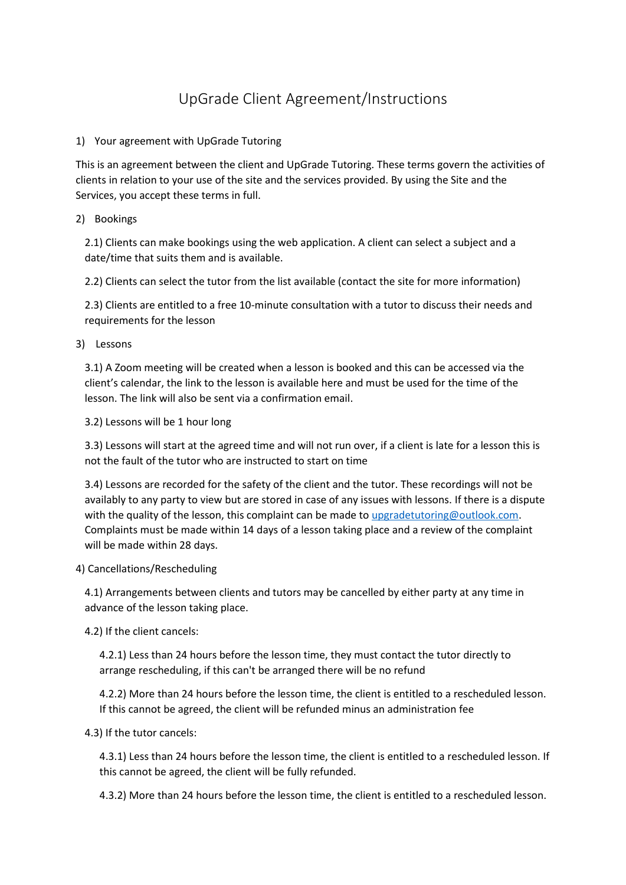# UpGrade Client Agreement/Instructions

1) Your agreement with UpGrade Tutoring

This is an agreement between the client and UpGrade Tutoring. These terms govern the activities of clients in relation to your use of the site and the services provided. By using the Site and the Services, you accept these terms in full.

2) Bookings

2.1) Clients can make bookings using the web application. A client can select a subject and a date/time that suits them and is available.

2.2) Clients can select the tutor from the list available (contact the site for more information)

2.3) Clients are entitled to a free 10-minute consultation with a tutor to discuss their needs and requirements for the lesson

3) Lessons

3.1) A Zoom meeting will be created when a lesson is booked and this can be accessed via the client's calendar, the link to the lesson is available here and must be used for the time of the lesson. The link will also be sent via a confirmation email.

3.2) Lessons will be 1 hour long

3.3) Lessons will start at the agreed time and will not run over, if a client is late for a lesson this is not the fault of the tutor who are instructed to start on time

3.4) Lessons are recorded for the safety of the client and the tutor. These recordings will not be availably to any party to view but are stored in case of any issues with lessons. If there is a dispute with the quality of the lesson, this complaint can be made to upgradetutoring@outlook.com. Complaints must be made within 14 days of a lesson taking place and a review of the complaint will be made within 28 days.

4) Cancellations/Rescheduling

4.1) Arrangements between clients and tutors may be cancelled by either party at any time in advance of the lesson taking place.

4.2) If the client cancels:

4.2.1) Less than 24 hours before the lesson time, they must contact the tutor directly to arrange rescheduling, if this can't be arranged there will be no refund

4.2.2) More than 24 hours before the lesson time, the client is entitled to a rescheduled lesson. If this cannot be agreed, the client will be refunded minus an administration fee

4.3) If the tutor cancels:

4.3.1) Less than 24 hours before the lesson time, the client is entitled to a rescheduled lesson. If this cannot be agreed, the client will be fully refunded.

4.3.2) More than 24 hours before the lesson time, the client is entitled to a rescheduled lesson.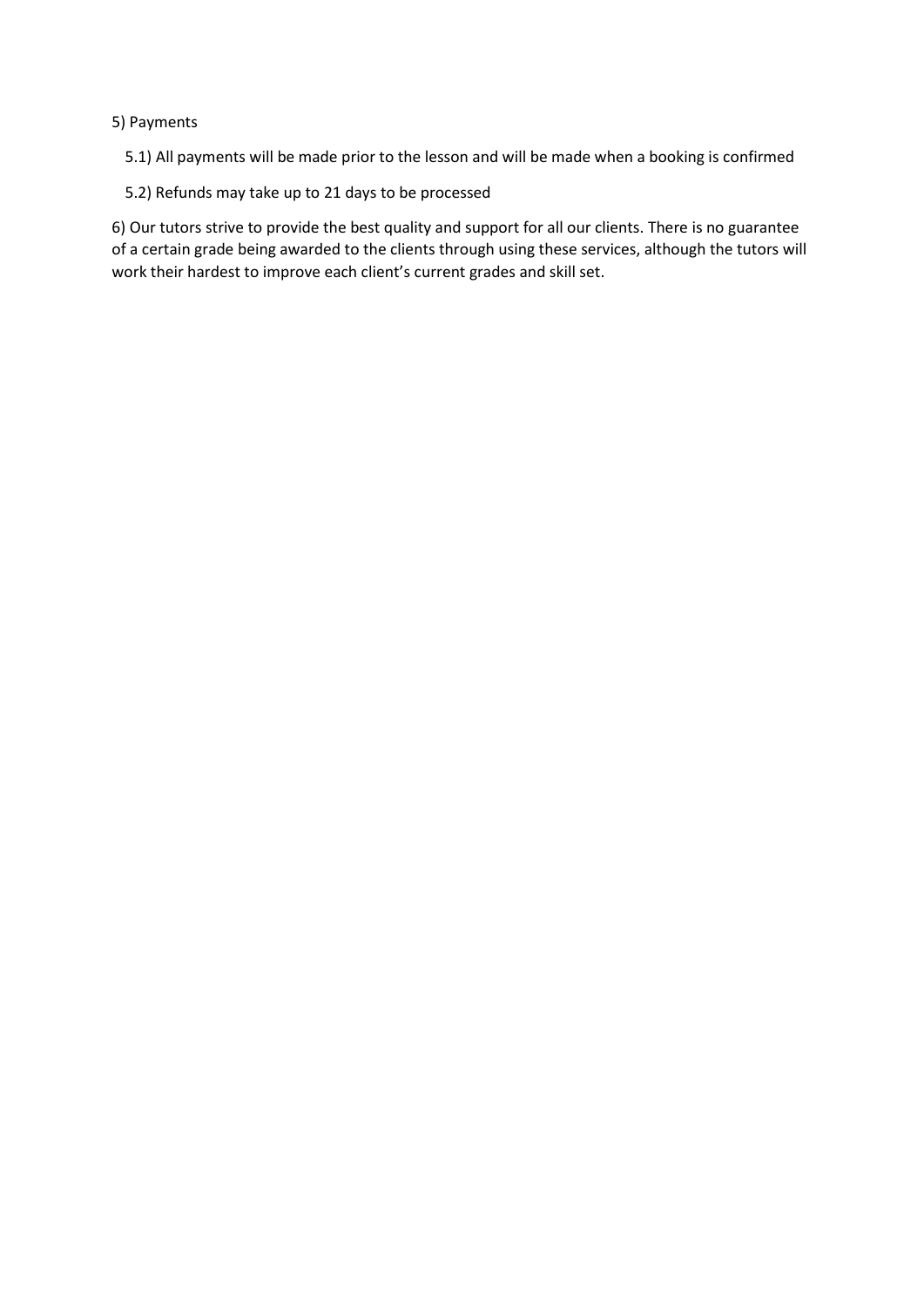5) Payments

5.1) All payments will be made prior to the lesson and will be made when a booking is confirmed

5.2) Refunds may take up to 21 days to be processed

6) Our tutors strive to provide the best quality and support for all our clients. There is no guarantee of a certain grade being awarded to the clients through using these services, although the tutors will work their hardest to improve each client's current grades and skill set.